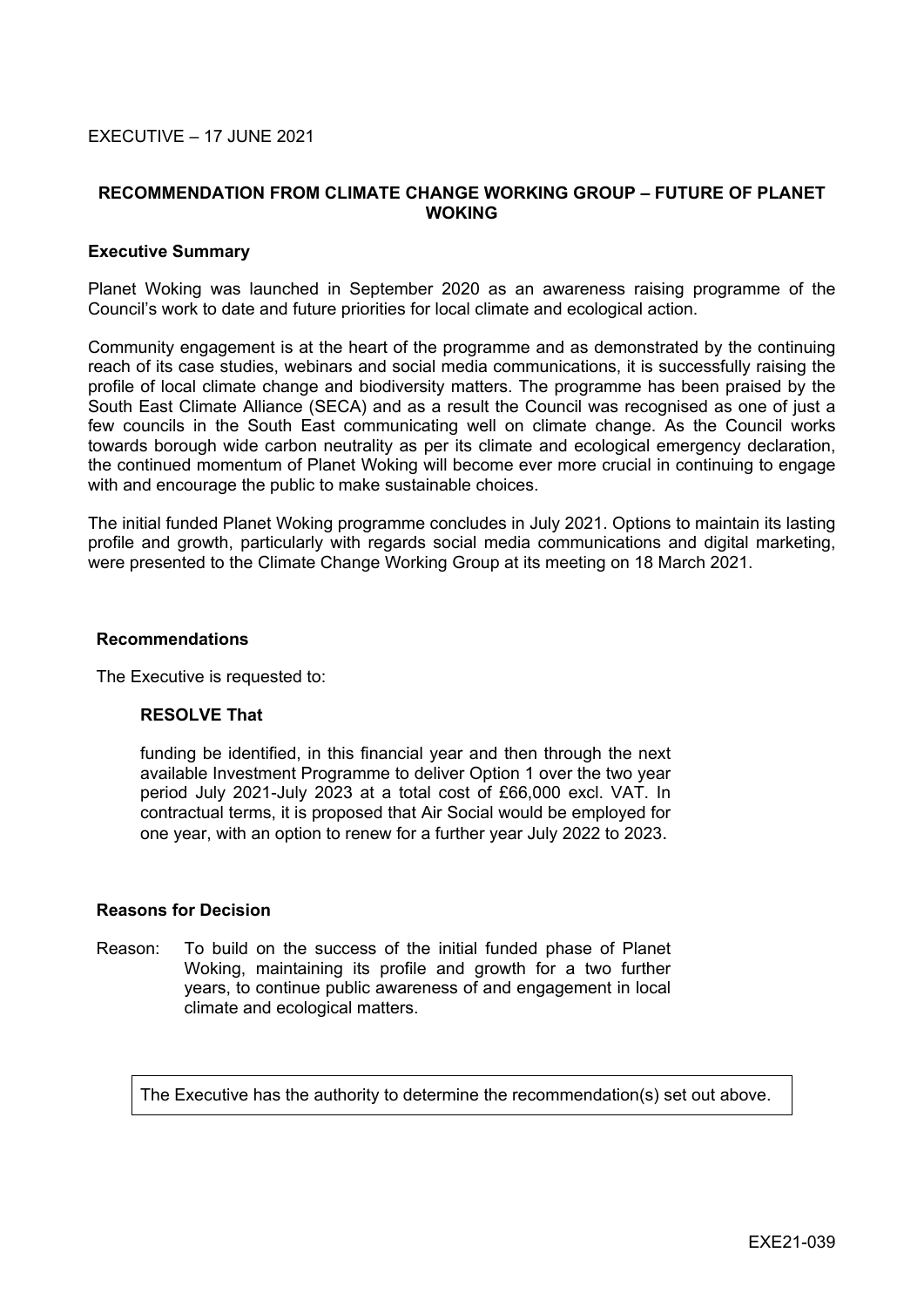EXECUTIVE – 17 JUNE 2021

## RECOMMENDATION FROM CLIMATE CHANGE WORKING GROUP – FUTURE OF PLANET WOKING

### Executive Summary

Planet Woking was launched in September 2020 as an awareness raising programme of the Council's work to date and future priorities for local climate and ecological action.

Community engagement is at the heart of the programme and as demonstrated by the continuing reach of its case studies, webinars and social media communications, it is successfully raising the profile of local climate change and biodiversity matters. The programme has been praised by the South East Climate Alliance (SECA) and as a result the Council was recognised as one of just a few councils in the South East communicating well on climate change. As the Council works towards borough wide carbon neutrality as per its climate and ecological emergency declaration, the continued momentum of Planet Woking will become ever more crucial in continuing to engage with and encourage the public to make sustainable choices.

The initial funded Planet Woking programme concludes in July 2021. Options to maintain its lasting profile and growth, particularly with regards social media communications and digital marketing, were presented to the Climate Change Working Group at its meeting on 18 March 2021.

### Recommendations

The Executive is requested to:

**RESOLVE That**

funding be identified, in this financial year and then through the next available Investment Programme to deliver Option 1 over the two year period July 2021-July 2023 at a total cost of £66,000 excl. VAT. In contractual terms, it is proposed that Air Social would be employed for one year, with an option to renew for a further year July 2022 to 2023.

### Reasons for Decision

Reason: To build on the success of the initial funded phase of Planet Woking, maintaining its profile and growth for a two further years, to continue public awareness of and engagement in local climate and ecological matters.

The Executive has the authority to determine the recommendation(s) set out above.

EXE21-039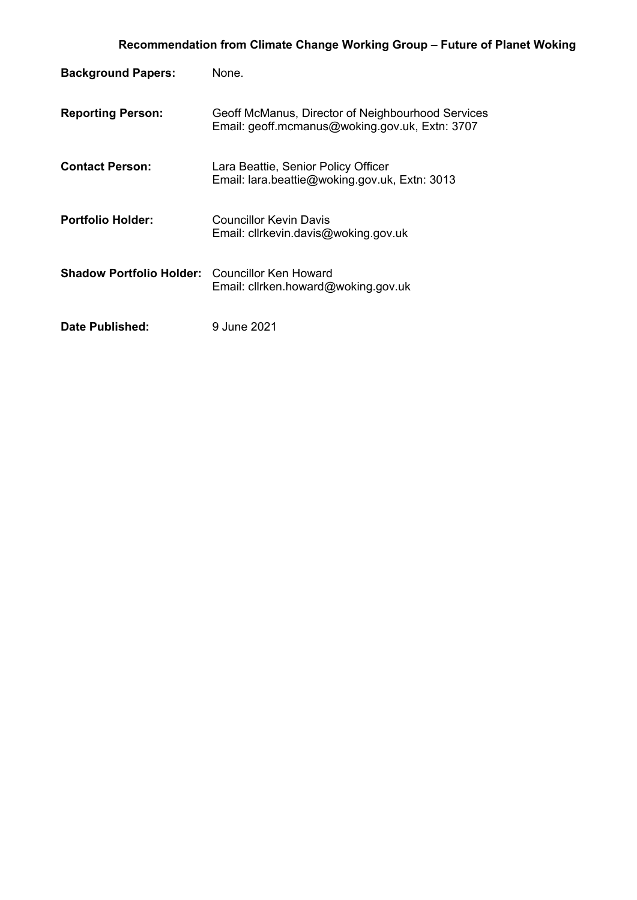**Recommendation from Climate Change Working Group – Future of Planet Woking**

**Background Papers:** None.

**Reporting Person:** Geoff McManus, Director of Neighbourhood Services
Email: geoff.mcmanus@woking.gov.uk, Extn: 3707

**Contact Person:** Lara Beattie, Senior Policy Officer
Email: lara.beattie@woking.gov.uk, Extn: 3013

**Portfolio Holder:** Councillor Kevin Davis
Email: cllrkevin.davis@woking.gov.uk

**Shadow Portfolio Holder:** Councillor Ken Howard
Email: cllrken.howard@woking.gov.uk

**Date Published:** 9 June 2021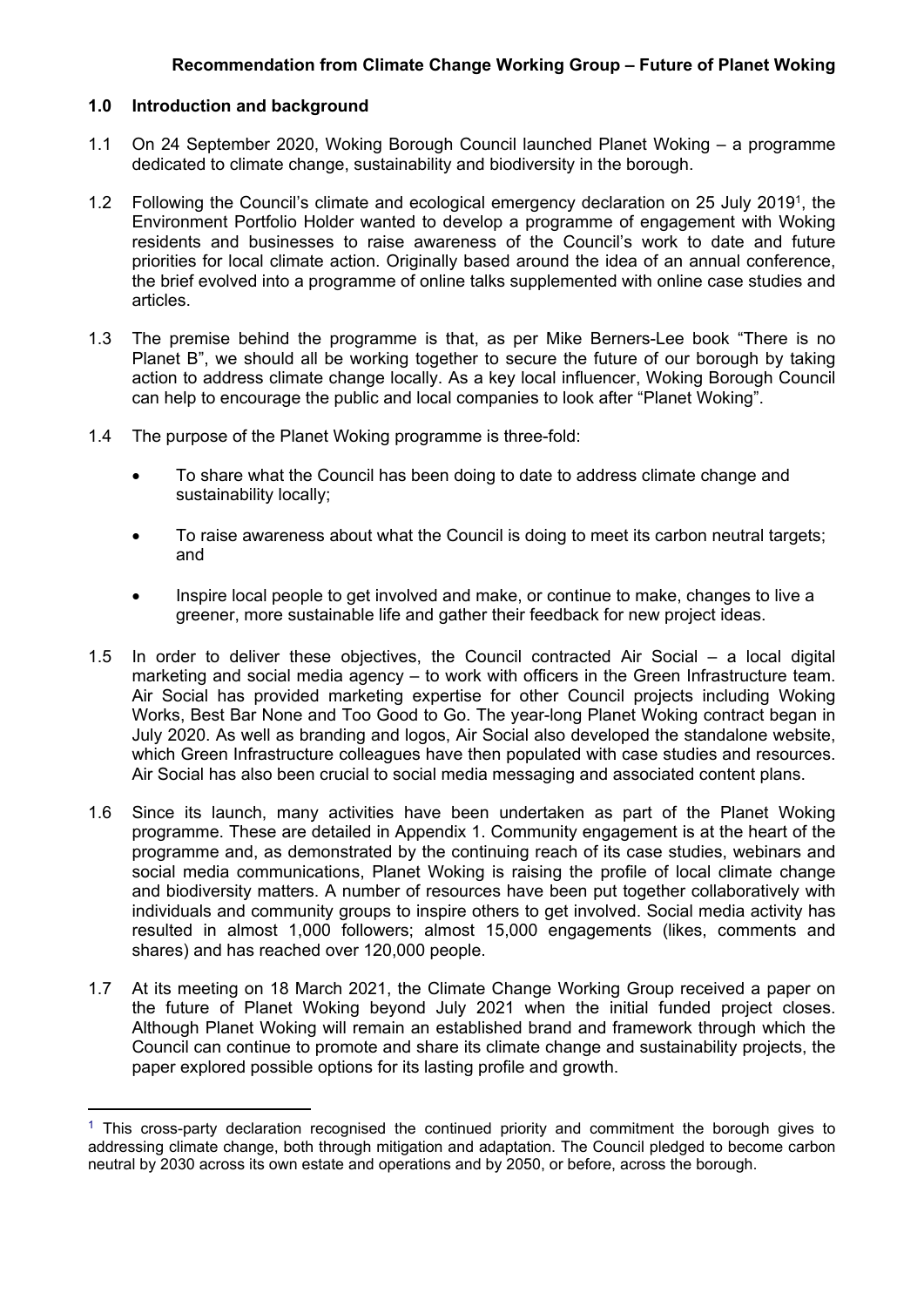**Recommendation from Climate Change Working Group – Future of Planet Woking**

## 1.0 Introduction and background

1.1 On 24 September 2020, Woking Borough Council launched Planet Woking – a programme dedicated to climate change, sustainability and biodiversity in the borough.

1.2 Following the Council's climate and ecological emergency declaration on 25 July 2019[1], the Environment Portfolio Holder wanted to develop a programme of engagement with Woking residents and businesses to raise awareness of the Council's work to date and future priorities for local climate action. Originally based around the idea of an annual conference, the brief evolved into a programme of online talks supplemented with online case studies and articles.

1.3 The premise behind the programme is that, as per Mike Berners-Lee book "There is no Planet B", we should all be working together to secure the future of our borough by taking action to address climate change locally. As a key local influencer, Woking Borough Council can help to encourage the public and local companies to look after "Planet Woking".

1.4 The purpose of the Planet Woking programme is three-fold:

- To share what the Council has been doing to date to address climate change and sustainability locally;
- To raise awareness about what the Council is doing to meet its carbon neutral targets; and
- Inspire local people to get involved and make, or continue to make, changes to live a greener, more sustainable life and gather their feedback for new project ideas.

1.5 In order to deliver these objectives, the Council contracted Air Social – a local digital marketing and social media agency – to work with officers in the Green Infrastructure team. Air Social has provided marketing expertise for other Council projects including Woking Works, Best Bar None and Too Good to Go. The year-long Planet Woking contract began in July 2020. As well as branding and logos, Air Social also developed the standalone website, which Green Infrastructure colleagues have then populated with case studies and resources. Air Social has also been crucial to social media messaging and associated content plans.

1.6 Since its launch, many activities have been undertaken as part of the Planet Woking programme. These are detailed in Appendix 1. Community engagement is at the heart of the programme and, as demonstrated by the continuing reach of its case studies, webinars and social media communications, Planet Woking is raising the profile of local climate change and biodiversity matters. A number of resources have been put together collaboratively with individuals and community groups to inspire others to get involved. Social media activity has resulted in almost 1,000 followers; almost 15,000 engagements (likes, comments and shares) and has reached over 120,000 people.

1.7 At its meeting on 18 March 2021, the Climate Change Working Group received a paper on the future of Planet Woking beyond July 2021 when the initial funded project closes. Although Planet Woking will remain an established brand and framework through which the Council can continue to promote and share its climate change and sustainability projects, the paper explored possible options for its lasting profile and growth.

---

[1] This cross-party declaration recognised the continued priority and commitment the borough gives to addressing climate change, both through mitigation and adaptation. The Council pledged to become carbon neutral by 2030 across its own estate and operations and by 2050, or before, across the borough.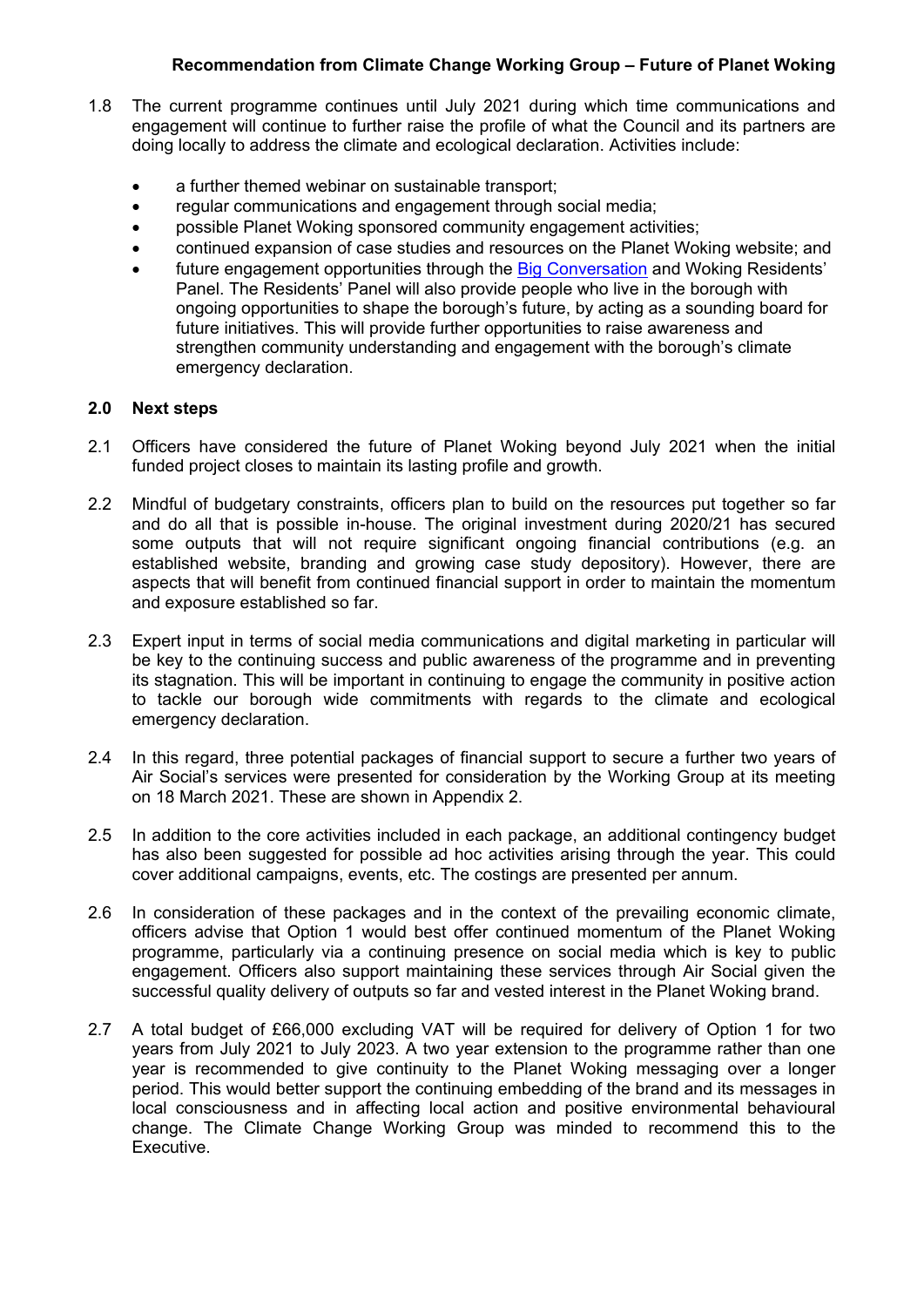1.8 The current programme continues until July 2021 during which time communications and engagement will continue to further raise the profile of what the Council and its partners are doing locally to address the climate and ecological declaration. Activities include:

- a further themed webinar on sustainable transport;
- regular communications and engagement through social media;
- possible Planet Woking sponsored community engagement activities;
- continued expansion of case studies and resources on the Planet Woking website; and
- future engagement opportunities through the Big Conversation and Woking Residents' Panel. The Residents' Panel will also provide people who live in the borough with ongoing opportunities to shape the borough's future, by acting as a sounding board for future initiatives. This will provide further opportunities to raise awareness and strengthen community understanding and engagement with the borough's climate emergency declaration.

## 2.0 Next steps

2.1 Officers have considered the future of Planet Woking beyond July 2021 when the initial funded project closes to maintain its lasting profile and growth.

2.2 Mindful of budgetary constraints, officers plan to build on the resources put together so far and do all that is possible in-house. The original investment during 2020/21 has secured some outputs that will not require significant ongoing financial contributions (e.g. an established website, branding and growing case study depository). However, there are aspects that will benefit from continued financial support in order to maintain the momentum and exposure established so far.

2.3 Expert input in terms of social media communications and digital marketing in particular will be key to the continuing success and public awareness of the programme and in preventing its stagnation. This will be important in continuing to engage the community in positive action to tackle our borough wide commitments with regards to the climate and ecological emergency declaration.

2.4 In this regard, three potential packages of financial support to secure a further two years of Air Social's services were presented for consideration by the Working Group at its meeting on 18 March 2021. These are shown in Appendix 2.

2.5 In addition to the core activities included in each package, an additional contingency budget has also been suggested for possible ad hoc activities arising through the year. This could cover additional campaigns, events, etc. The costings are presented per annum.

2.6 In consideration of these packages and in the context of the prevailing economic climate, officers advise that Option 1 would best offer continued momentum of the Planet Woking programme, particularly via a continuing presence on social media which is key to public engagement. Officers also support maintaining these services through Air Social given the successful quality delivery of outputs so far and vested interest in the Planet Woking brand.

2.7 A total budget of £66,000 excluding VAT will be required for delivery of Option 1 for two years from July 2021 to July 2023. A two year extension to the programme rather than one year is recommended to give continuity to the Planet Woking messaging over a longer period. This would better support the continuing embedding of the brand and its messages in local consciousness and in affecting local action and positive environmental behavioural change. The Climate Change Working Group was minded to recommend this to the Executive.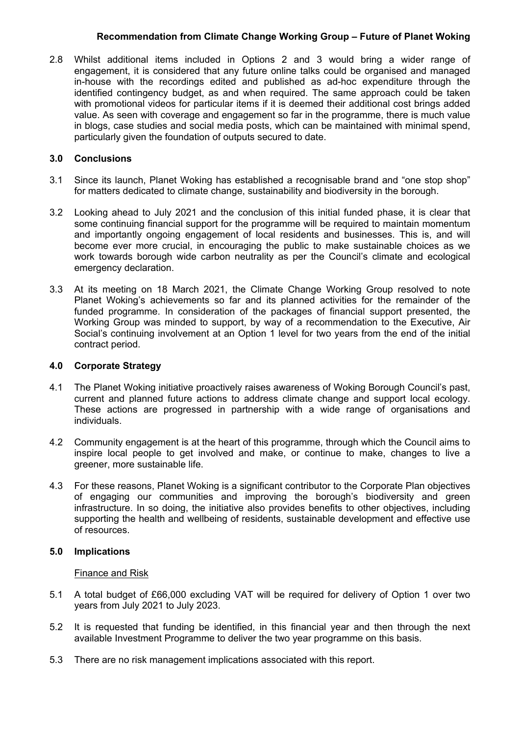2.8 Whilst additional items included in Options 2 and 3 would bring a wider range of engagement, it is considered that any future online talks could be organised and managed in-house with the recordings edited and published as ad-hoc expenditure through the identified contingency budget, as and when required. The same approach could be taken with promotional videos for particular items if it is deemed their additional cost brings added value. As seen with coverage and engagement so far in the programme, there is much value in blogs, case studies and social media posts, which can be maintained with minimal spend, particularly given the foundation of outputs secured to date.

## 3.0 Conclusions

3.1 Since its launch, Planet Woking has established a recognisable brand and "one stop shop" for matters dedicated to climate change, sustainability and biodiversity in the borough.

3.2 Looking ahead to July 2021 and the conclusion of this initial funded phase, it is clear that some continuing financial support for the programme will be required to maintain momentum and importantly ongoing engagement of local residents and businesses. This is, and will become ever more crucial, in encouraging the public to make sustainable choices as we work towards borough wide carbon neutrality as per the Council's climate and ecological emergency declaration.

3.3 At its meeting on 18 March 2021, the Climate Change Working Group resolved to note Planet Woking's achievements so far and its planned activities for the remainder of the funded programme. In consideration of the packages of financial support presented, the Working Group was minded to support, by way of a recommendation to the Executive, Air Social's continuing involvement at an Option 1 level for two years from the end of the initial contract period.

## 4.0 Corporate Strategy

4.1 The Planet Woking initiative proactively raises awareness of Woking Borough Council's past, current and planned future actions to address climate change and support local ecology. These actions are progressed in partnership with a wide range of organisations and individuals.

4.2 Community engagement is at the heart of this programme, through which the Council aims to inspire local people to get involved and make, or continue to make, changes to live a greener, more sustainable life.

4.3 For these reasons, Planet Woking is a significant contributor to the Corporate Plan objectives of engaging our communities and improving the borough's biodiversity and green infrastructure. In so doing, the initiative also provides benefits to other objectives, including supporting the health and wellbeing of residents, sustainable development and effective use of resources.

## 5.0 Implications

Finance and Risk

5.1 A total budget of £66,000 excluding VAT will be required for delivery of Option 1 over two years from July 2021 to July 2023.

5.2 It is requested that funding be identified, in this financial year and then through the next available Investment Programme to deliver the two year programme on this basis.

5.3 There are no risk management implications associated with this report.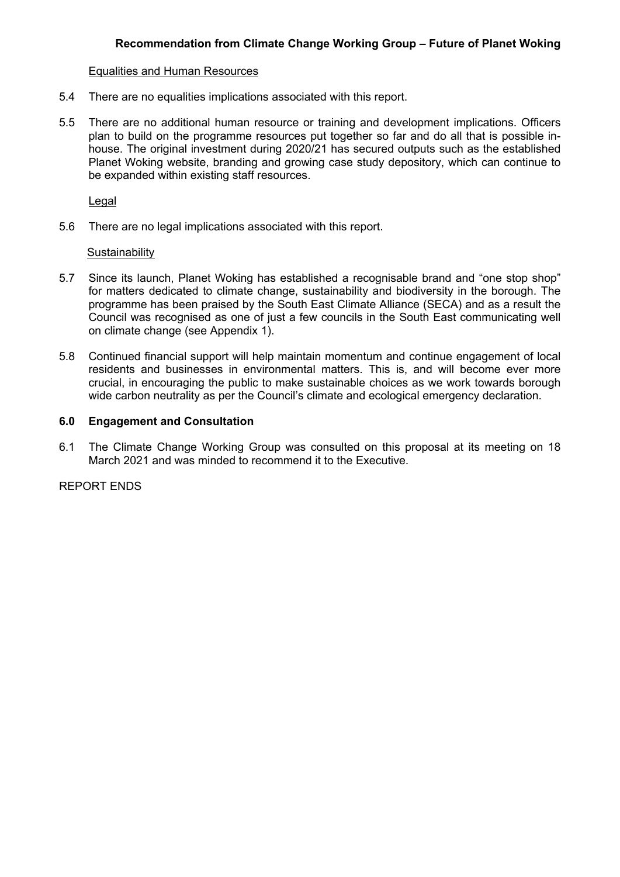Equalities and Human Resources

5.4 There are no equalities implications associated with this report.

5.5 There are no additional human resource or training and development implications. Officers plan to build on the programme resources put together so far and do all that is possible in-house. The original investment during 2020/21 has secured outputs such as the established Planet Woking website, branding and growing case study depository, which can continue to be expanded within existing staff resources.

Legal

5.6 There are no legal implications associated with this report.

Sustainability

5.7 Since its launch, Planet Woking has established a recognisable brand and "one stop shop" for matters dedicated to climate change, sustainability and biodiversity in the borough. The programme has been praised by the South East Climate Alliance (SECA) and as a result the Council was recognised as one of just a few councils in the South East communicating well on climate change (see Appendix 1).

5.8 Continued financial support will help maintain momentum and continue engagement of local residents and businesses in environmental matters. This is, and will become ever more crucial, in encouraging the public to make sustainable choices as we work towards borough wide carbon neutrality as per the Council's climate and ecological emergency declaration.

## 6.0 Engagement and Consultation

6.1 The Climate Change Working Group was consulted on this proposal at its meeting on 18 March 2021 and was minded to recommend it to the Executive.

REPORT ENDS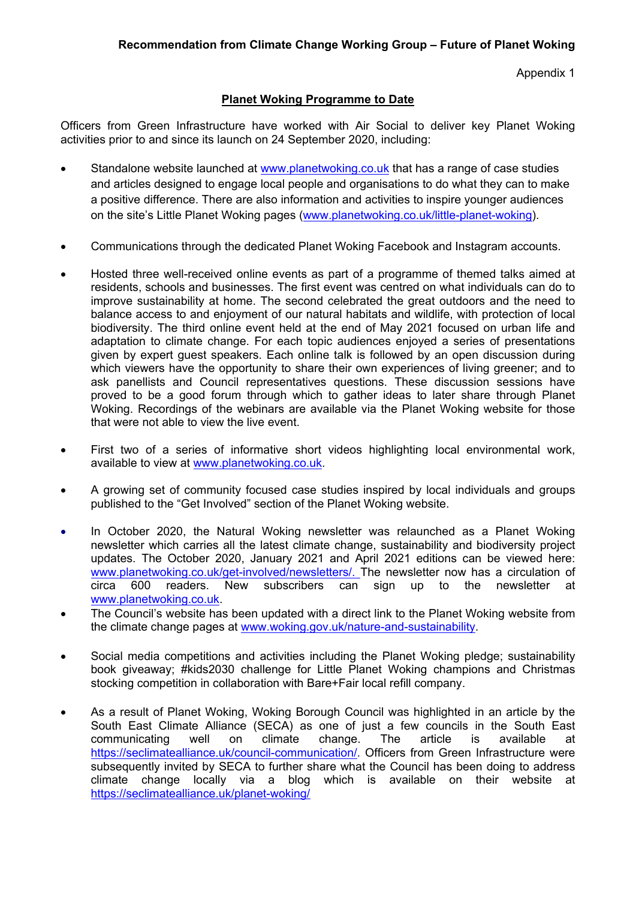**Recommendation from Climate Change Working Group – Future of Planet Woking**

Appendix 1

## Planet Woking Programme to Date

Officers from Green Infrastructure have worked with Air Social to deliver key Planet Woking activities prior to and since its launch on 24 September 2020, including:

- Standalone website launched at www.planetwoking.co.uk that has a range of case studies and articles designed to engage local people and organisations to do what they can to make a positive difference. There are also information and activities to inspire younger audiences on the site's Little Planet Woking pages (www.planetwoking.co.uk/little-planet-woking).

- Communications through the dedicated Planet Woking Facebook and Instagram accounts.

- Hosted three well-received online events as part of a programme of themed talks aimed at residents, schools and businesses. The first event was centred on what individuals can do to improve sustainability at home. The second celebrated the great outdoors and the need to balance access to and enjoyment of our natural habitats and wildlife, with protection of local biodiversity. The third online event held at the end of May 2021 focused on urban life and adaptation to climate change. For each topic audiences enjoyed a series of presentations given by expert guest speakers. Each online talk is followed by an open discussion during which viewers have the opportunity to share their own experiences of living greener; and to ask panellists and Council representatives questions. These discussion sessions have proved to be a good forum through which to gather ideas to later share through Planet Woking. Recordings of the webinars are available via the Planet Woking website for those that were not able to view the live event.

- First two of a series of informative short videos highlighting local environmental work, available to view at www.planetwoking.co.uk.

- A growing set of community focused case studies inspired by local individuals and groups published to the "Get Involved" section of the Planet Woking website.

- In October 2020, the Natural Woking newsletter was relaunched as a Planet Woking newsletter which carries all the latest climate change, sustainability and biodiversity project updates. The October 2020, January 2021 and April 2021 editions can be viewed here: www.planetwoking.co.uk/get-involved/newsletters/. The newsletter now has a circulation of circa 600 readers. New subscribers can sign up to the newsletter at www.planetwoking.co.uk.
- The Council's website has been updated with a direct link to the Planet Woking website from the climate change pages at www.woking.gov.uk/nature-and-sustainability.

- Social media competitions and activities including the Planet Woking pledge; sustainability book giveaway; #kids2030 challenge for Little Planet Woking champions and Christmas stocking competition in collaboration with Bare+Fair local refill company.

- As a result of Planet Woking, Woking Borough Council was highlighted in an article by the South East Climate Alliance (SECA) as one of just a few councils in the South East communicating well on climate change. The article is available at https://seclimatealliance.uk/council-communication/. Officers from Green Infrastructure were subsequently invited by SECA to further share what the Council has been doing to address climate change locally via a blog which is available on their website at https://seclimatealliance.uk/planet-woking/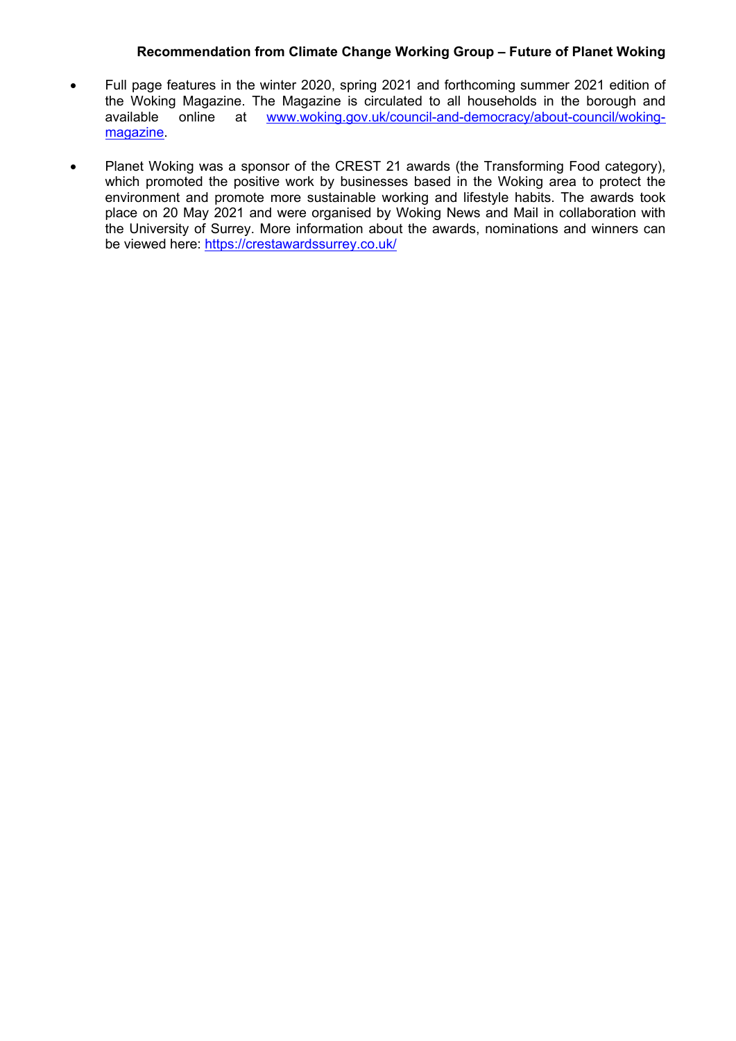**Recommendation from Climate Change Working Group – Future of Planet Woking**

- Full page features in the winter 2020, spring 2021 and forthcoming summer 2021 edition of the Woking Magazine. The Magazine is circulated to all households in the borough and available online at [www.woking.gov.uk/council-and-democracy/about-council/woking-magazine](http://www.woking.gov.uk/council-and-democracy/about-council/woking-magazine).

- Planet Woking was a sponsor of the CREST 21 awards (the Transforming Food category), which promoted the positive work by businesses based in the Woking area to protect the environment and promote more sustainable working and lifestyle habits. The awards took place on 20 May 2021 and were organised by Woking News and Mail in collaboration with the University of Surrey. More information about the awards, nominations and winners can be viewed here: [https://crestawardssurrey.co.uk/](https://crestawardssurrey.co.uk/)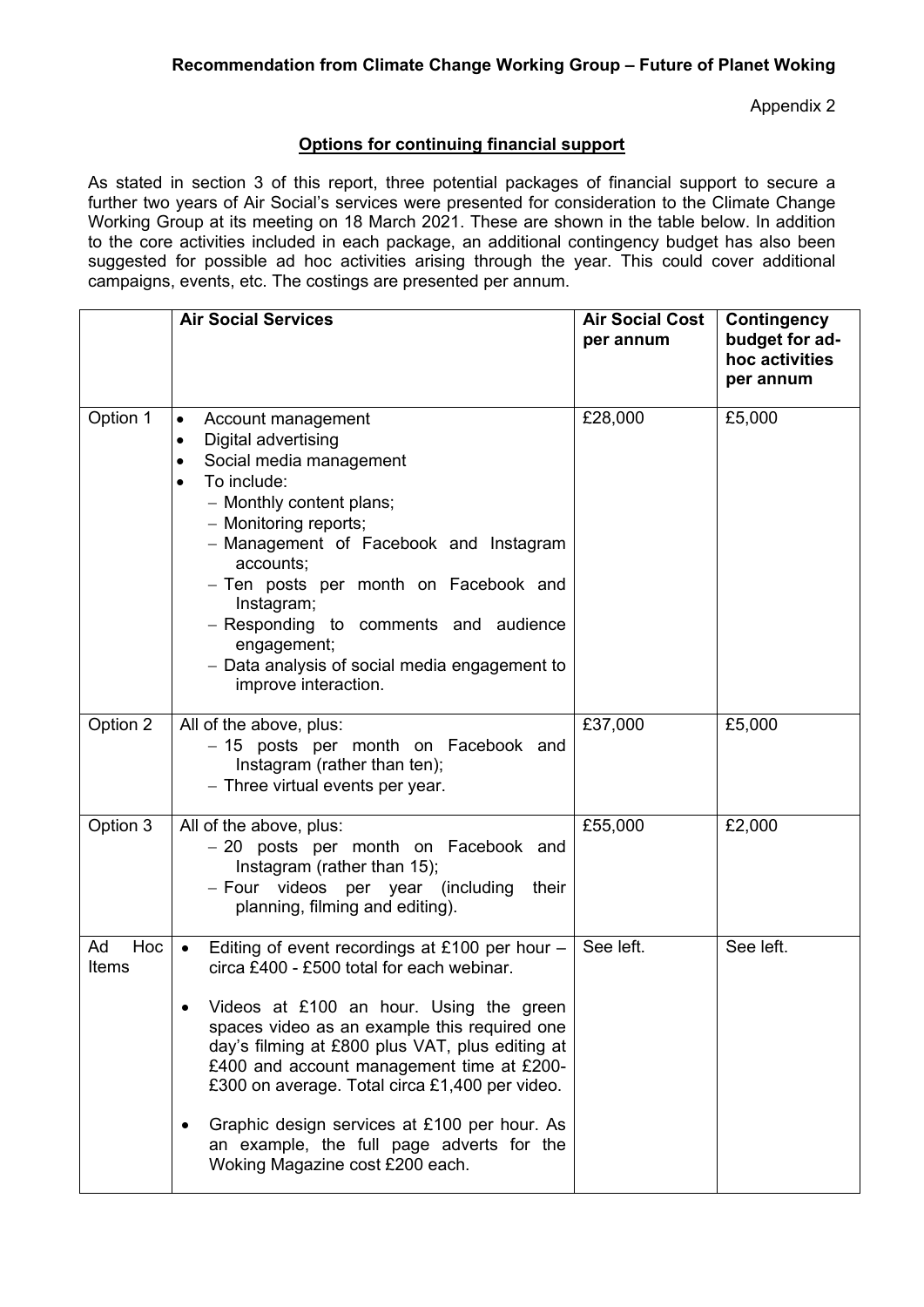**Recommendation from Climate Change Working Group – Future of Planet Woking**

Appendix 2

## Options for continuing financial support

As stated in section 3 of this report, three potential packages of financial support to secure a further two years of Air Social's services were presented for consideration to the Climate Change Working Group at its meeting on 18 March 2021. These are shown in the table below. In addition to the core activities included in each package, an additional contingency budget has also been suggested for possible ad hoc activities arising through the year. This could cover additional campaigns, events, etc. The costings are presented per annum.

| | Air Social Services | Air Social Cost per annum | Contingency budget for ad-hoc activities per annum |
|---|---|---|---|
| Option 1 | • Account management<br>• Digital advertising<br>• Social media management<br>• To include:<br>– Monthly content plans;<br>– Monitoring reports;<br>– Management of Facebook and Instagram accounts;<br>– Ten posts per month on Facebook and Instagram;<br>– Responding to comments and audience engagement;<br>– Data analysis of social media engagement to improve interaction. | £28,000 | £5,000 |
| Option 2 | All of the above, plus:<br>– 15 posts per month on Facebook and Instagram (rather than ten);<br>– Three virtual events per year. | £37,000 | £5,000 |
| Option 3 | All of the above, plus:<br>– 20 posts per month on Facebook and Instagram (rather than 15);<br>– Four videos per year (including their planning, filming and editing). | £55,000 | £2,000 |
| Ad Hoc Items | • Editing of event recordings at £100 per hour – circa £400 - £500 total for each webinar.<br>• Videos at £100 an hour. Using the green spaces video as an example this required one day's filming at £800 plus VAT, plus editing at £400 and account management time at £200-£300 on average. Total circa £1,400 per video.<br>• Graphic design services at £100 per hour. As an example, the full page adverts for the Woking Magazine cost £200 each. | See left. | See left. |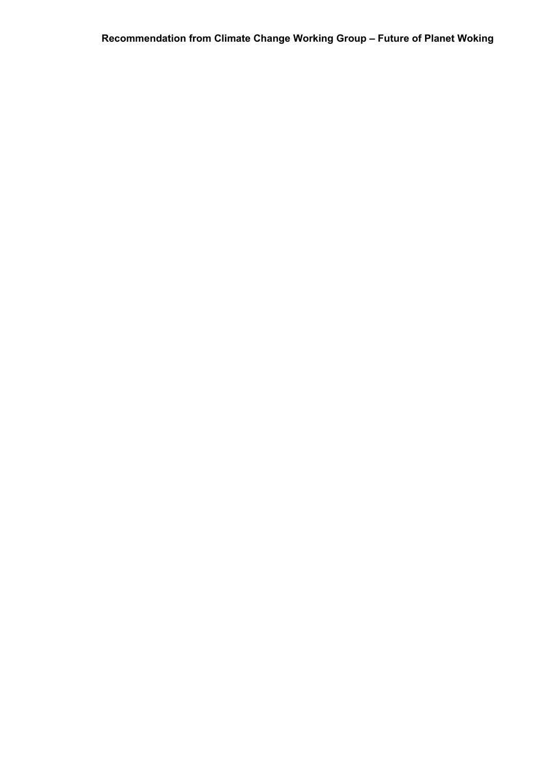**Recommendation from Climate Change Working Group – Future of Planet Woking**